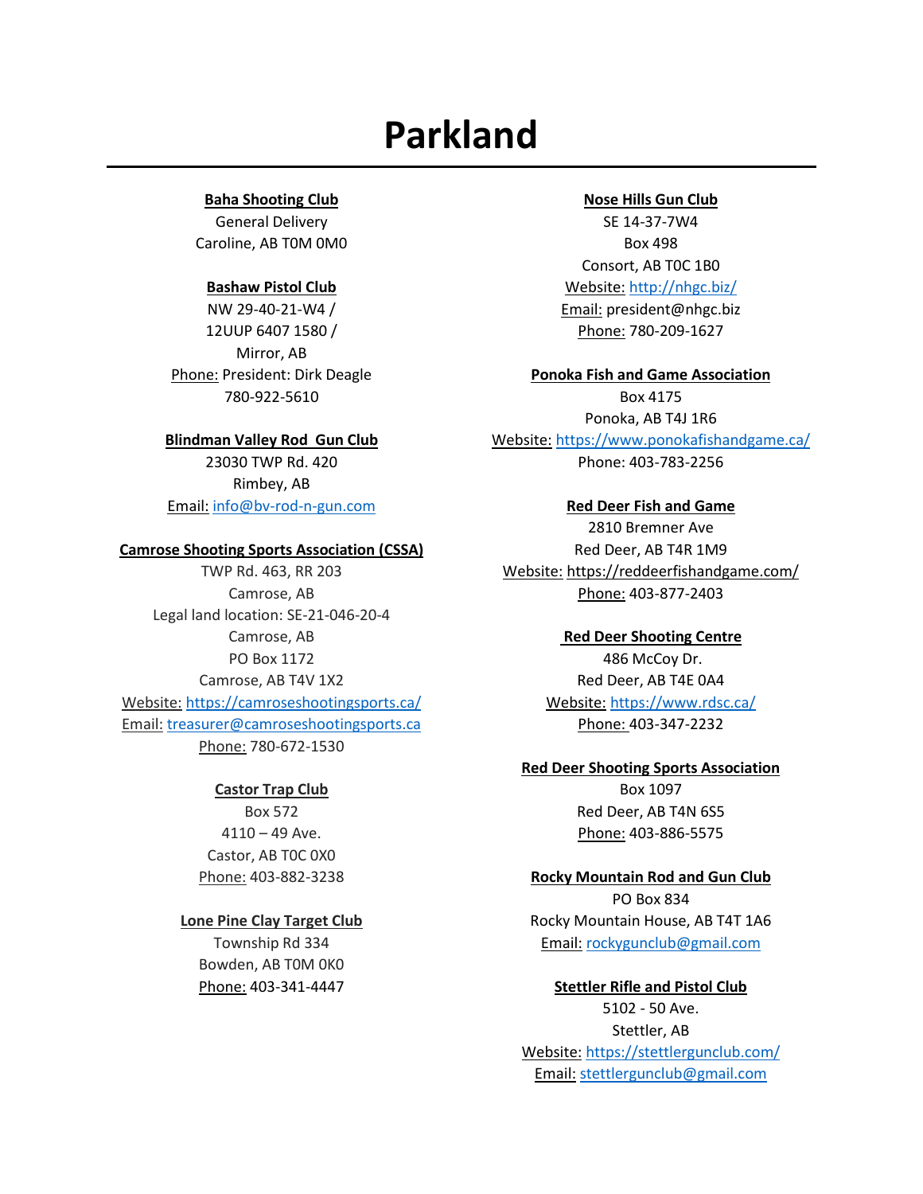# Parkland

**Baha Shooting Club**
General Delivery
Caroline, AB T0M 0M0

**Bashaw Pistol Club**
NW 29-40-21-W4 /
12UUP 6407 1580 /
Mirror, AB
Phone: President: Dirk Deagle
780-922-5610

**Blindman Valley Rod Gun Club**
23030 TWP Rd. 420
Rimbey, AB
Email: info@bv-rod-n-gun.com

**Camrose Shooting Sports Association (CSSA)**
TWP Rd. 463, RR 203
Camrose, AB
Legal land location: SE-21-046-20-4
Camrose, AB
PO Box 1172
Camrose, AB T4V 1X2
Website: https://camroseshootingsports.ca/
Email: treasurer@camroseshootingsports.ca
Phone: 780-672-1530

**Castor Trap Club**
Box 572
4110 – 49 Ave.
Castor, AB T0C 0X0
Phone: 403-882-3238

**Lone Pine Clay Target Club**
Township Rd 334
Bowden, AB T0M 0K0
Phone: 403-341-4447

**Nose Hills Gun Club**
SE 14-37-7W4
Box 498
Consort, AB T0C 1B0
Website: http://nhgc.biz/
Email: president@nhgc.biz
Phone: 780-209-1627

**Ponoka Fish and Game Association**
Box 4175
Ponoka, AB T4J 1R6
Website: https://www.ponokafishandgame.ca/
Phone: 403-783-2256

**Red Deer Fish and Game**
2810 Bremner Ave
Red Deer, AB T4R 1M9
Website: https://reddeerfishandgame.com/
Phone: 403-877-2403

**Red Deer Shooting Centre**
486 McCoy Dr.
Red Deer, AB T4E 0A4
Website: https://www.rdsc.ca/
Phone: 403-347-2232

**Red Deer Shooting Sports Association**
Box 1097
Red Deer, AB T4N 6S5
Phone: 403-886-5575

**Rocky Mountain Rod and Gun Club**
PO Box 834
Rocky Mountain House, AB T4T 1A6
Email: rockygunclub@gmail.com

**Stettler Rifle and Pistol Club**
5102 - 50 Ave.
Stettler, AB
Website: https://stettlergunclub.com/
Email: stettlergunclub@gmail.com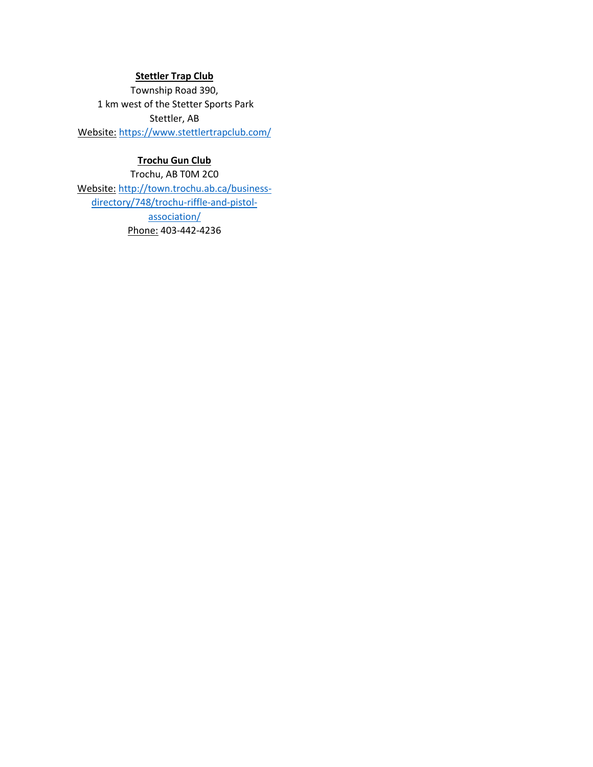**Stettler Trap Club**
Township Road 390,
1 km west of the Stetter Sports Park
Stettler, AB
Website: https://www.stettlertrapclub.com/

**Trochu Gun Club**
Trochu, AB T0M 2C0
Website: http://town.trochu.ab.ca/business-directory/748/trochu-riffle-and-pistol-association/
Phone: 403-442-4236